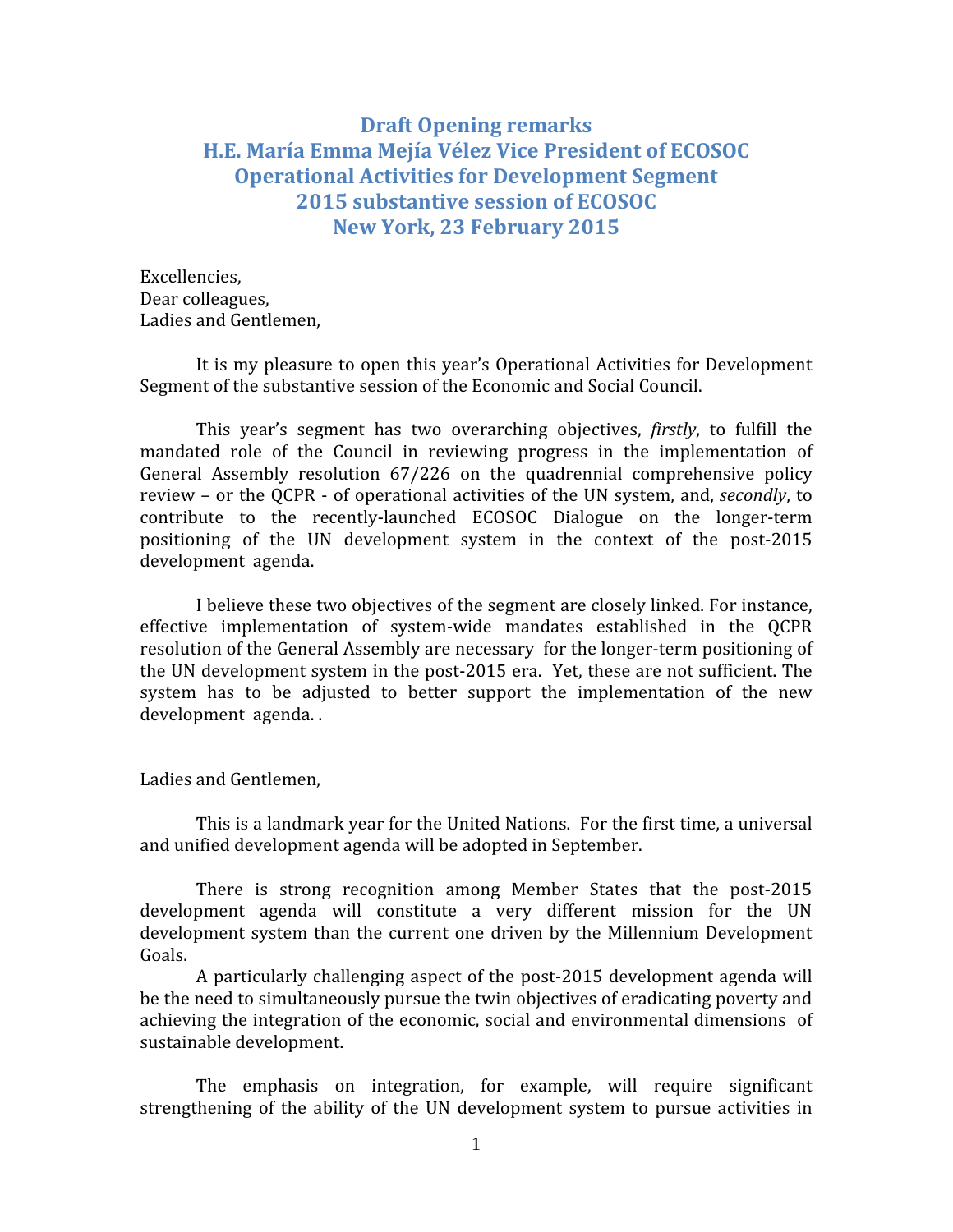# Draft Opening remarks
# H.E. María Emma Mejía Vélez Vice President of ECOSOC
# Operational Activities for Development Segment
# 2015 substantive session of ECOSOC
# New York, 23 February 2015

Excellencies,
Dear colleagues,
Ladies and Gentlemen,

It is my pleasure to open this year's Operational Activities for Development Segment of the substantive session of the Economic and Social Council.

This year's segment has two overarching objectives, *firstly*, to fulfill the mandated role of the Council in reviewing progress in the implementation of General Assembly resolution 67/226 on the quadrennial comprehensive policy review – or the QCPR - of operational activities of the UN system, and, *secondly*, to contribute to the recently-launched ECOSOC Dialogue on the longer-term positioning of the UN development system in the context of the post-2015 development agenda.

I believe these two objectives of the segment are closely linked. For instance, effective implementation of system-wide mandates established in the QCPR resolution of the General Assembly are necessary for the longer-term positioning of the UN development system in the post-2015 era. Yet, these are not sufficient. The system has to be adjusted to better support the implementation of the new development agenda. .

Ladies and Gentlemen,

This is a landmark year for the United Nations. For the first time, a universal and unified development agenda will be adopted in September.

There is strong recognition among Member States that the post-2015 development agenda will constitute a very different mission for the UN development system than the current one driven by the Millennium Development Goals.

A particularly challenging aspect of the post-2015 development agenda will be the need to simultaneously pursue the twin objectives of eradicating poverty and achieving the integration of the economic, social and environmental dimensions of sustainable development.

The emphasis on integration, for example, will require significant strengthening of the ability of the UN development system to pursue activities in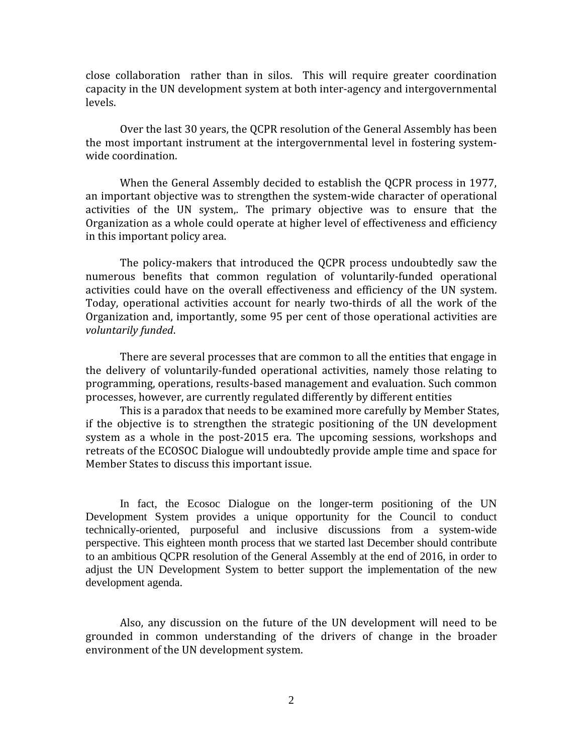close collaboration rather than in silos. This will require greater coordination capacity in the UN development system at both inter-agency and intergovernmental levels.

Over the last 30 years, the QCPR resolution of the General Assembly has been the most important instrument at the intergovernmental level in fostering system-wide coordination.

When the General Assembly decided to establish the QCPR process in 1977, an important objective was to strengthen the system-wide character of operational activities of the UN system,. The primary objective was to ensure that the Organization as a whole could operate at higher level of effectiveness and efficiency in this important policy area.

The policy-makers that introduced the QCPR process undoubtedly saw the numerous benefits that common regulation of voluntarily-funded operational activities could have on the overall effectiveness and efficiency of the UN system. Today, operational activities account for nearly two-thirds of all the work of the Organization and, importantly, some 95 per cent of those operational activities are *voluntarily funded*.

There are several processes that are common to all the entities that engage in the delivery of voluntarily-funded operational activities, namely those relating to programming, operations, results-based management and evaluation. Such common processes, however, are currently regulated differently by different entities

This is a paradox that needs to be examined more carefully by Member States, if the objective is to strengthen the strategic positioning of the UN development system as a whole in the post-2015 era. The upcoming sessions, workshops and retreats of the ECOSOC Dialogue will undoubtedly provide ample time and space for Member States to discuss this important issue.

In fact, the Ecosoc Dialogue on the longer-term positioning of the UN Development System provides a unique opportunity for the Council to conduct technically-oriented, purposeful and inclusive discussions from a system-wide perspective. This eighteen month process that we started last December should contribute to an ambitious QCPR resolution of the General Assembly at the end of 2016, in order to adjust the UN Development System to better support the implementation of the new development agenda.

Also, any discussion on the future of the UN development will need to be grounded in common understanding of the drivers of change in the broader environment of the UN development system.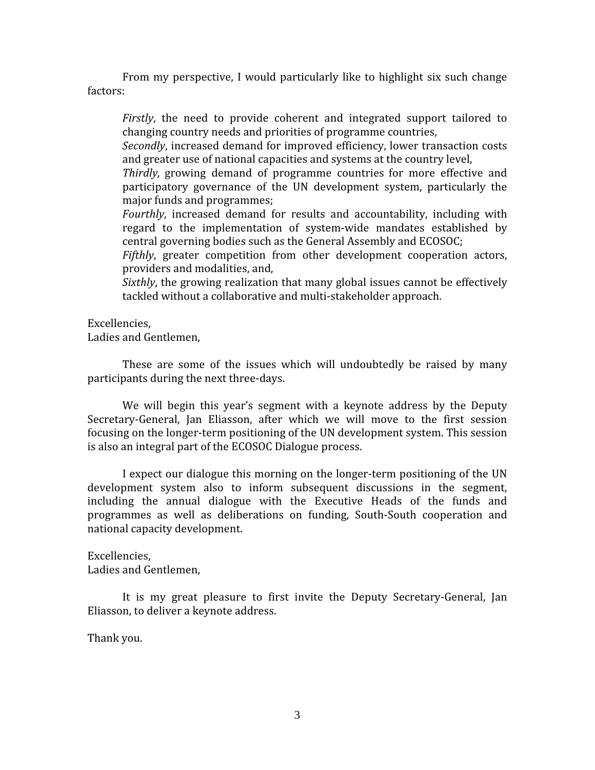From my perspective, I would particularly like to highlight six such change factors:

*Firstly*, the need to provide coherent and integrated support tailored to changing country needs and priorities of programme countries,
*Secondly*, increased demand for improved efficiency, lower transaction costs and greater use of national capacities and systems at the country level,
*Thirdly,* growing demand of programme countries for more effective and participatory governance of the UN development system, particularly the major funds and programmes;
*Fourthly*, increased demand for results and accountability, including with regard to the implementation of system-wide mandates established by central governing bodies such as the General Assembly and ECOSOC;
*Fifthly*, greater competition from other development cooperation actors, providers and modalities, and,
*Sixthly*, the growing realization that many global issues cannot be effectively tackled without a collaborative and multi-stakeholder approach.

Excellencies,
Ladies and Gentlemen,

These are some of the issues which will undoubtedly be raised by many participants during the next three-days.

We will begin this year's segment with a keynote address by the Deputy Secretary-General, Jan Eliasson, after which we will move to the first session focusing on the longer-term positioning of the UN development system. This session is also an integral part of the ECOSOC Dialogue process.

I expect our dialogue this morning on the longer-term positioning of the UN development system also to inform subsequent discussions in the segment, including the annual dialogue with the Executive Heads of the funds and programmes as well as deliberations on funding, South-South cooperation and national capacity development.

Excellencies,
Ladies and Gentlemen,

It is my great pleasure to first invite the Deputy Secretary-General, Jan Eliasson, to deliver a keynote address.

Thank you.